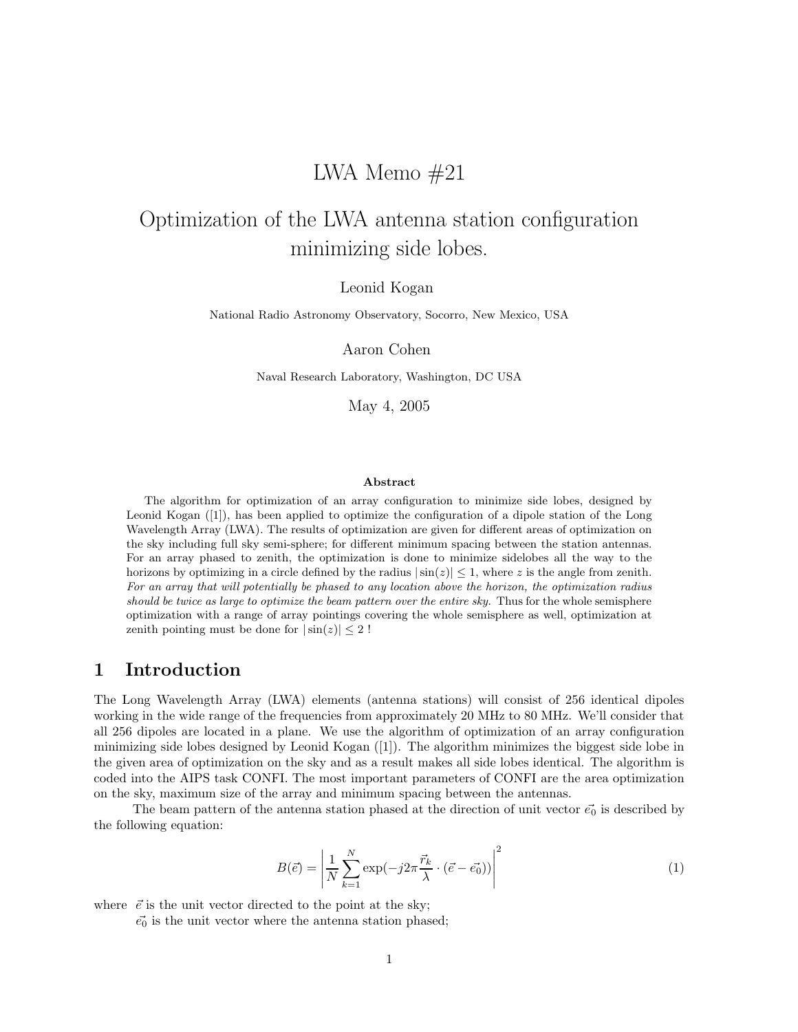# LWA Memo #21

## Optimization of the LWA antenna station configuration minimizing side lobes.

Leonid Kogan

National Radio Astronomy Observatory, Socorro, New Mexico, USA

Aaron Cohen

Naval Research Laboratory, Washington, DC USA

May 4, 2005

### Abstract

The algorithm for optimization of an array configuration to minimize side lobes, designed by Leonid Kogan ([1]), has been applied to optimize the configuration of a dipole station of the Long Wavelength Array (LWA). The results of optimization are given for different areas of optimization on the sky including full sky semi-sphere; for different minimum spacing between the station antennas. For an array phased to zenith, the optimization is done to minimize sidelobes all the way to the horizons by optimizing in a circle defined by the radius $|\sin(z)| \leq 1$, where $z$ is the angle from zenith. *For an array that will potentially be phased to any location above the horizon, the optimization radius should be twice as large to optimize the beam pattern over the entire sky.* Thus for the whole semisphere optimization with a range of array pointings covering the whole semisphere as well, optimization at zenith pointing must be done for $|\sin(z)| \leq 2$ !

## 1 Introduction

The Long Wavelength Array (LWA) elements (antenna stations) will consist of 256 identical dipoles working in the wide range of the frequencies from approximately 20 MHz to 80 MHz. We'll consider that all 256 dipoles are located in a plane. We use the algorithm of optimization of an array configuration minimizing side lobes designed by Leonid Kogan ([1]). The algorithm minimizes the biggest side lobe in the given area of optimization on the sky and as a result makes all side lobes identical. The algorithm is coded into the AIPS task CONFI. The most important parameters of CONFI are the area optimization on the sky, maximum size of the array and minimum spacing between the antennas.

The beam pattern of the antenna station phased at the direction of unit vector $\vec{e_0}$ is described by the following equation:

$$B(\vec{e}) = \left| \frac{1}{N} \sum_{k=1}^{N} \exp(-j2\pi \frac{\vec{r}_k}{\lambda} \cdot (\vec{e} - \vec{e_0})) \right|^2 \quad (1)$$

where $\vec{e}$ is the unit vector directed to the point at the sky;

$\vec{e_0}$ is the unit vector where the antenna station phased;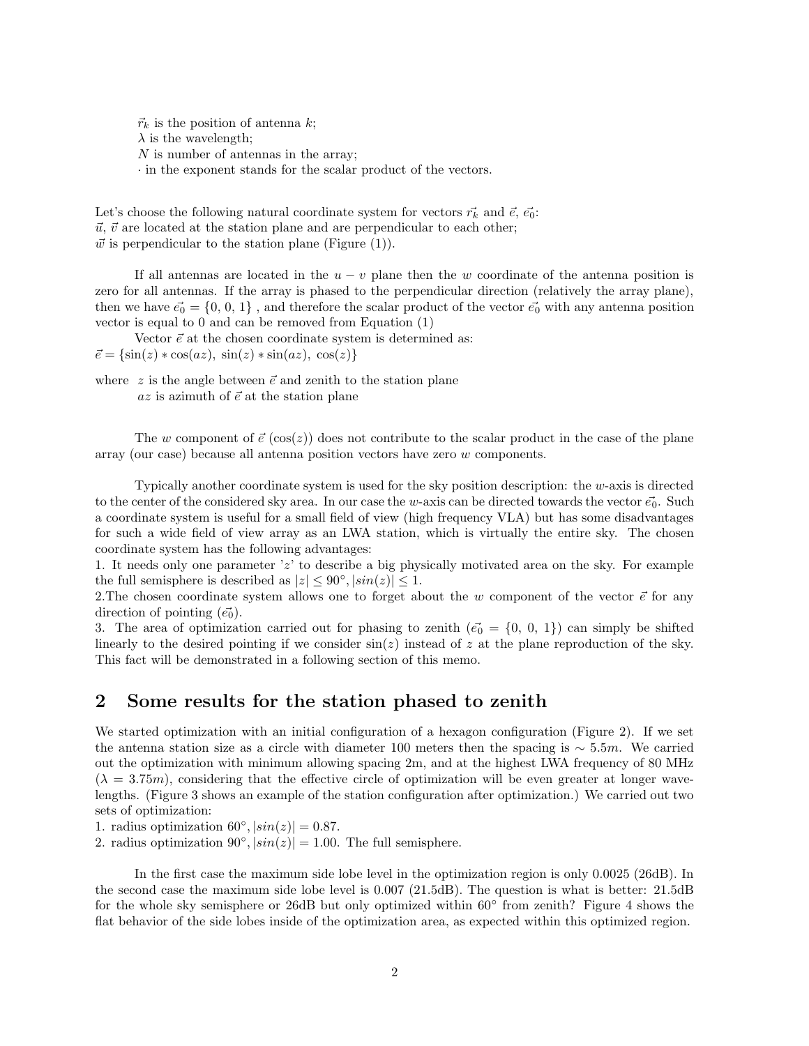$\vec{r_k}$ is the position of antenna $k$;
$\lambda$ is the wavelength;
$N$ is number of antennas in the array;
$\cdot$ in the exponent stands for the scalar product of the vectors.

Let's choose the following natural coordinate system for vectors $\vec{r_k}$ and $\vec{e}$, $\vec{e_0}$:
$\vec{u}$, $\vec{v}$ are located at the station plane and are perpendicular to each other;
$\vec{w}$ is perpendicular to the station plane (Figure (1)).

If all antennas are located in the $u-v$ plane then the $w$ coordinate of the antenna position is zero for all antennas. If the array is phased to the perpendicular direction (relatively the array plane), then we have $\vec{e_0} = \{0, 0, 1\}$ , and therefore the scalar product of the vector $\vec{e_0}$ with any antenna position vector is equal to 0 and can be removed from Equation (1)

Vector $\vec{e}$ at the chosen coordinate system is determined as:
$\vec{e} = \{\sin(z) * \cos(az),\ \sin(z) * \sin(az),\ \cos(z)\}$

where $z$ is the angle between $\vec{e}$ and zenith to the station plane
$az$ is azimuth of $\vec{e}$ at the station plane

The $w$ component of $\vec{e}$ ($\cos(z)$) does not contribute to the scalar product in the case of the plane array (our case) because all antenna position vectors have zero $w$ components.

Typically another coordinate system is used for the sky position description: the $w$-axis is directed to the center of the considered sky area. In our case the $w$-axis can be directed towards the vector $\vec{e_0}$. Such a coordinate system is useful for a small field of view (high frequency VLA) but has some disadvantages for such a wide field of view array as an LWA station, which is virtually the entire sky. The chosen coordinate system has the following advantages:
1. It needs only one parameter '$z$' to describe a big physically motivated area on the sky. For example the full semisphere is described as $|z| \leq 90°, |sin(z)| \leq 1$.
2.The chosen coordinate system allows one to forget about the $w$ component of the vector $\vec{e}$ for any direction of pointing ($\vec{e_0}$).
3. The area of optimization carried out for phasing to zenith ($\vec{e_0} = \{0, 0, 1\}$) can simply be shifted linearly to the desired pointing if we consider $\sin(z)$ instead of $z$ at the plane reproduction of the sky. This fact will be demonstrated in a following section of this memo.

## 2 Some results for the station phased to zenith

We started optimization with an initial configuration of a hexagon configuration (Figure 2). If we set the antenna station size as a circle with diameter 100 meters then the spacing is $\sim 5.5m$. We carried out the optimization with minimum allowing spacing 2m, and at the highest LWA frequency of 80 MHz ($\lambda = 3.75m$), considering that the effective circle of optimization will be even greater at longer wavelengths. (Figure 3 shows an example of the station configuration after optimization.) We carried out two sets of optimization:
1. radius optimization $60°, |sin(z)| = 0.87$.
2. radius optimization $90°, |sin(z)| = 1.00$. The full semisphere.

In the first case the maximum side lobe level in the optimization region is only 0.0025 (26dB). In the second case the maximum side lobe level is 0.007 (21.5dB). The question is what is better: 21.5dB for the whole sky semisphere or 26dB but only optimized within 60° from zenith? Figure 4 shows the flat behavior of the side lobes inside of the optimization area, as expected within this optimized region.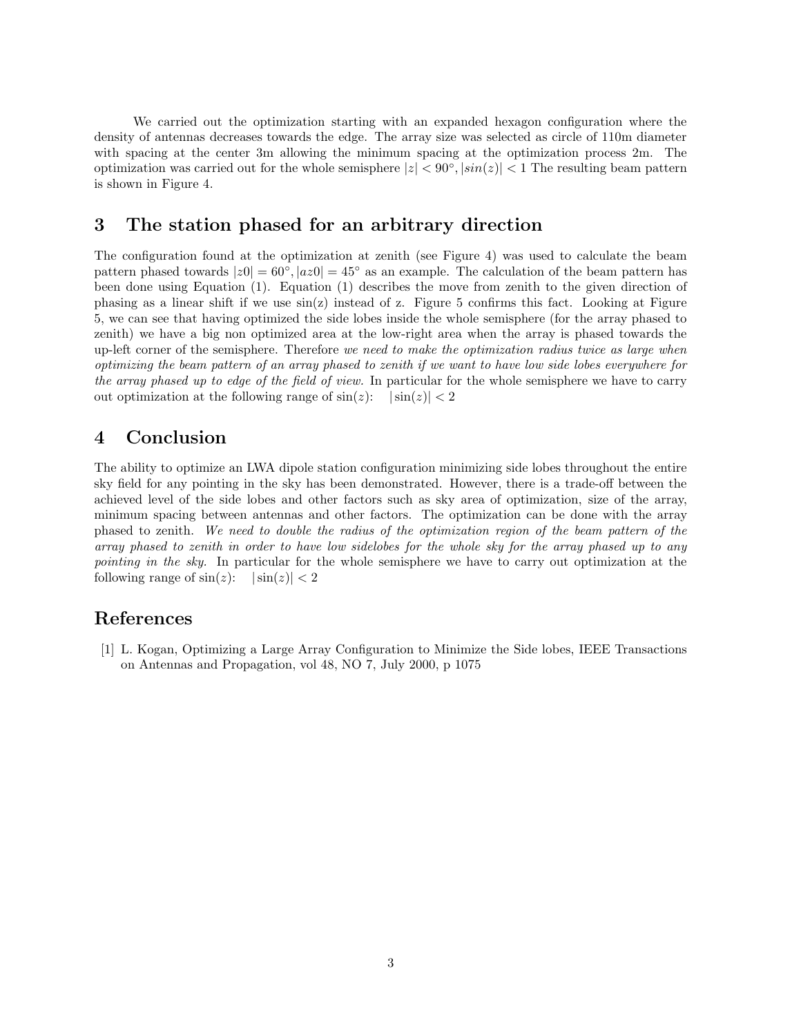We carried out the optimization starting with an expanded hexagon configuration where the density of antennas decreases towards the edge. The array size was selected as circle of 110m diameter with spacing at the center 3m allowing the minimum spacing at the optimization process 2m. The optimization was carried out for the whole semisphere $|z| < 90°, |sin(z)| < 1$ The resulting beam pattern is shown in Figure 4.

## 3 The station phased for an arbitrary direction

The configuration found at the optimization at zenith (see Figure 4) was used to calculate the beam pattern phased towards $|z0| = 60°, |az0| = 45°$ as an example. The calculation of the beam pattern has been done using Equation (1). Equation (1) describes the move from zenith to the given direction of phasing as a linear shift if we use sin(z) instead of z. Figure 5 confirms this fact. Looking at Figure 5, we can see that having optimized the side lobes inside the whole semisphere (for the array phased to zenith) we have a big non optimized area at the low-right area when the array is phased towards the up-left corner of the semisphere. Therefore *we need to make the optimization radius twice as large when optimizing the beam pattern of an array phased to zenith if we want to have low side lobes everywhere for the array phased up to edge of the field of view.* In particular for the whole semisphere we have to carry out optimization at the following range of $\sin(z)$: $|\sin(z)| < 2$

## 4 Conclusion

The ability to optimize an LWA dipole station configuration minimizing side lobes throughout the entire sky field for any pointing in the sky has been demonstrated. However, there is a trade-off between the achieved level of the side lobes and other factors such as sky area of optimization, size of the array, minimum spacing between antennas and other factors. The optimization can be done with the array phased to zenith. *We need to double the radius of the optimization region of the beam pattern of the array phased to zenith in order to have low sidelobes for the whole sky for the array phased up to any pointing in the sky.* In particular for the whole semisphere we have to carry out optimization at the following range of $\sin(z)$: $|\sin(z)| < 2$

## References

[1] L. Kogan, Optimizing a Large Array Configuration to Minimize the Side lobes, IEEE Transactions on Antennas and Propagation, vol 48, NO 7, July 2000, p 1075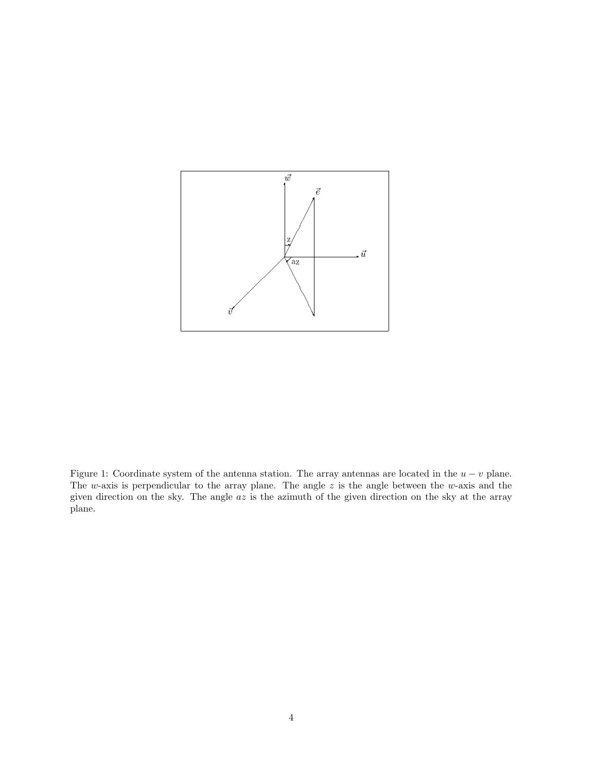Figure 1: Coordinate system of the antenna station. The array antennas are located in the $u-v$ plane. The $w$-axis is perpendicular to the array plane. The angle $z$ is the angle between the $w$-axis and the given direction on the sky. The angle $az$ is the azimuth of the given direction on the sky at the array plane.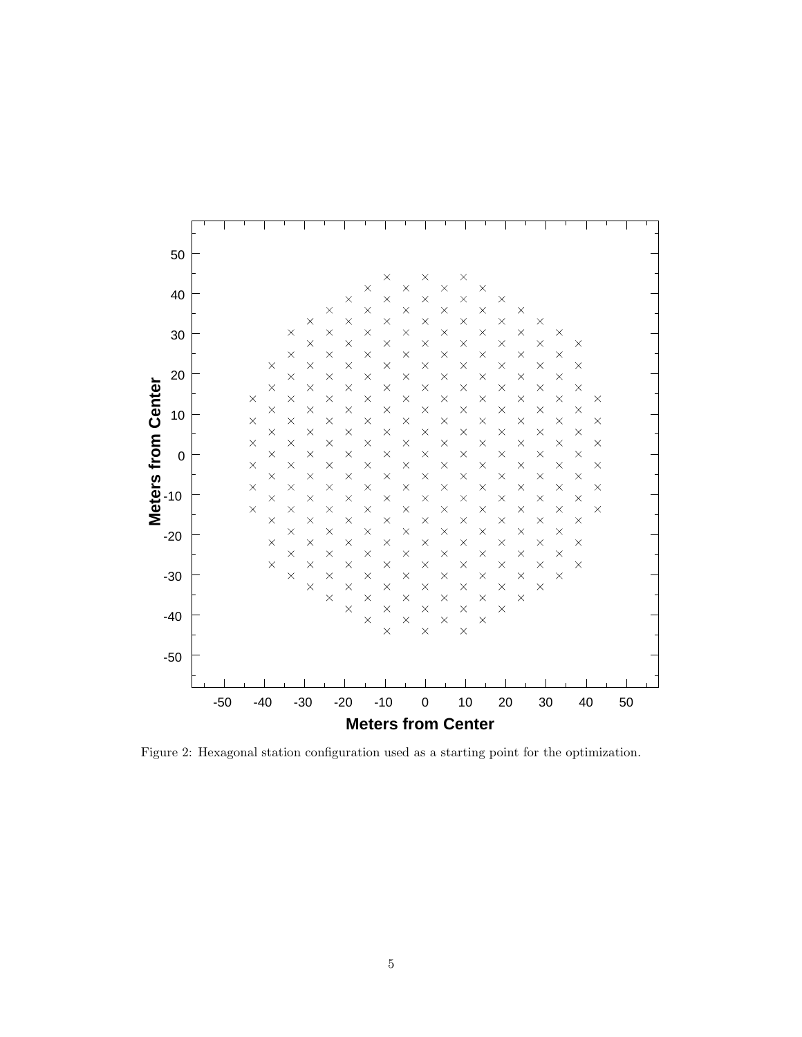Figure 2: Hexagonal station configuration used as a starting point for the optimization.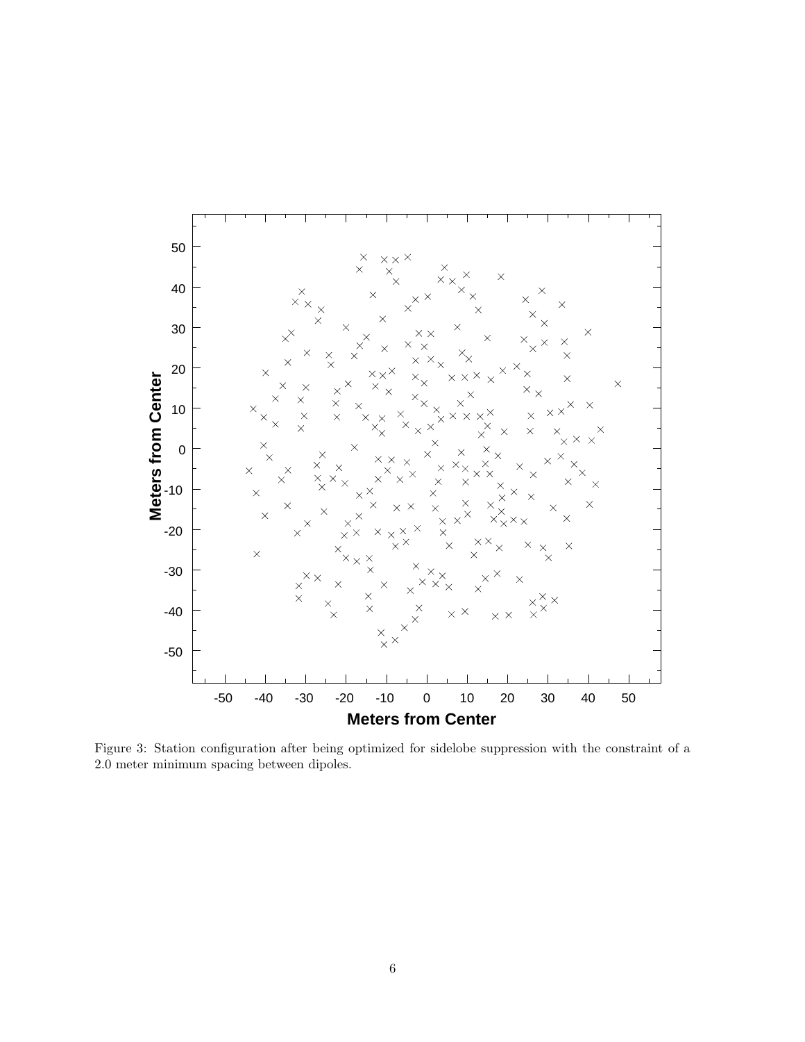Figure 3: Station configuration after being optimized for sidelobe suppression with the constraint of a 2.0 meter minimum spacing between dipoles.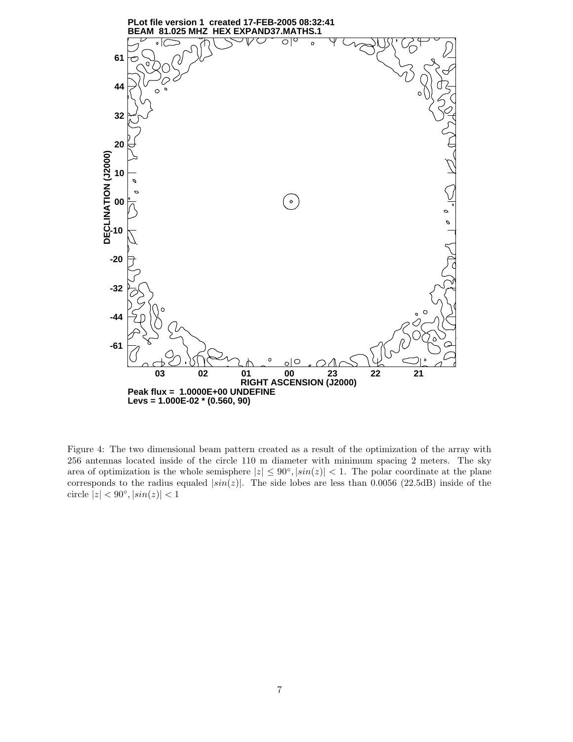PLot file version 1 created 17-FEB-2005 08:32:41
BEAM 81.025 MHZ HEX EXPAND37.MATHS.1

Peak flux = 1.0000E+00 UNDEFINE
Levs = 1.000E-02 * (0.560, 90)

Figure 4: The two dimensional beam pattern created as a result of the optimization of the array with 256 antennas located inside of the circle 110 m diameter with minimum spacing 2 meters. The sky area of optimization is the whole semisphere $|z| \leq 90^{\circ}, |sin(z)| < 1$. The polar coordinate at the plane corresponds to the radius equaled $|sin(z)|$. The side lobes are less than 0.0056 (22.5dB) inside of the circle $|z| < 90^{\circ}, |sin(z)| < 1$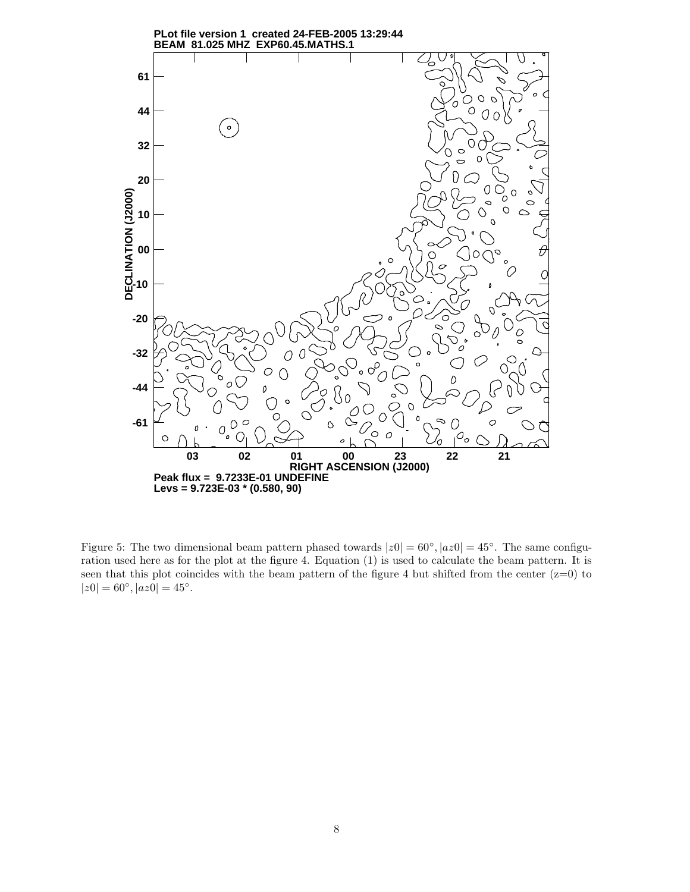PLot file version 1 created 24-FEB-2005 13:29:44
BEAM 81.025 MHZ EXP60.45.MATHS.1

DECLINATION (J2000)

61
44
32
20
10
00
-10
-20
-32
-44
-61

RIGHT ASCENSION (J2000)

03 02 01 00 23 22 21

Peak flux = 9.7233E-01 UNDEFINE
Levs = 9.723E-03 * (0.580, 90)

Figure 5: The two dimensional beam pattern phased towards $|z0| = 60^{\circ}, |az0| = 45^{\circ}$. The same configuration used here as for the plot at the figure 4. Equation (1) is used to calculate the beam pattern. It is seen that this plot coincides with the beam pattern of the figure 4 but shifted from the center (z=0) to $|z0| = 60^{\circ}, |az0| = 45^{\circ}$.